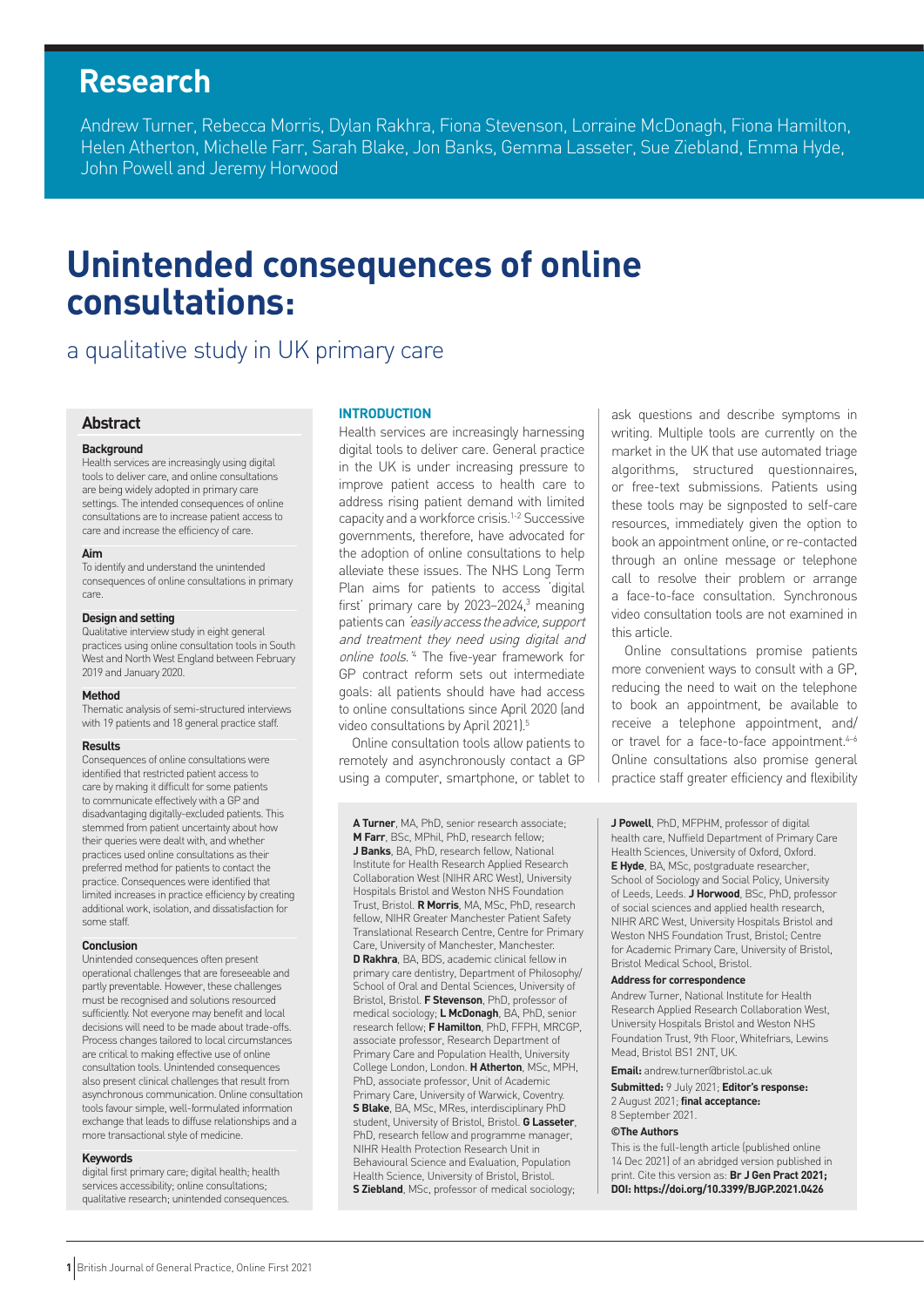# Research

Andrew Turner, Rebecca Morris, Dylan Rakhra, Fiona Stevenson, Lorraine McDonagh, Fiona Hamilton, Helen Atherton, Michelle Farr, Sarah Blake, Jon Banks, Gemma Lasseter, Sue Ziebland, Emma Hyde, John Powell and Jeremy Horwood

# Unintended consequences of online consultations:

## a qualitative study in UK primary care

### Abstract

**Background**
Health services are increasingly using digital tools to deliver care, and online consultations are being widely adopted in primary care settings. The intended consequences of online consultations are to increase patient access to care and increase the efficiency of care.

**Aim**
To identify and understand the unintended consequences of online consultations in primary care.

**Design and setting**
Qualitative interview study in eight general practices using online consultation tools in South West and North West England between February 2019 and January 2020.

**Method**
Thematic analysis of semi-structured interviews with 19 patients and 18 general practice staff.

**Results**
Consequences of online consultations were identified that restricted patient access to care by making it difficult for some patients to communicate effectively with a GP and disadvantaging digitally-excluded patients. This stemmed from patient uncertainty about how their queries were dealt with, and whether practices used online consultations as their preferred method for patients to contact the practice. Consequences were identified that limited increases in practice efficiency by creating additional work, isolation, and dissatisfaction for some staff.

**Conclusion**
Unintended consequences often present operational challenges that are foreseeable and partly preventable. However, these challenges must be recognised and solutions resourced sufficiently. Not everyone may benefit and local decisions will need to be made about trade-offs. Process changes tailored to local circumstances are critical to making effective use of online consultation tools. Unintended consequences also present clinical challenges that result from asynchronous communication. Online consultation tools favour simple, well-formulated information exchange that leads to diffuse relationships and a more transactional style of medicine.

**Keywords**
digital first primary care; digital health; health services accessibility; online consultations; qualitative research; unintended consequences.

### INTRODUCTION

Health services are increasingly harnessing digital tools to deliver care. General practice in the UK is under increasing pressure to improve patient access to health care to address rising patient demand with limited capacity and a workforce crisis.[1–2] Successive governments, therefore, have advocated for the adoption of online consultations to help alleviate these issues. The NHS Long Term Plan aims for patients to access 'digital first' primary care by 2023–2024,[3] meaning patients can *'easily access the advice, support and treatment they need using digital and online tools.'*[4] The five-year framework for GP contract reform sets out intermediate goals: all patients should have had access to online consultations since April 2020 (and video consultations by April 2021).[5]

Online consultation tools allow patients to remotely and asynchronously contact a GP using a computer, smartphone, or tablet to ask questions and describe symptoms in writing. Multiple tools are currently on the market in the UK that use automated triage algorithms, structured questionnaires, or free-text submissions. Patients using these tools may be signposted to self-care resources, immediately given the option to book an appointment online, or re-contacted through an online message or telephone call to resolve their problem or arrange a face-to-face consultation. Synchronous video consultation tools are not examined in this article.

Online consultations promise patients more convenient ways to consult with a GP, reducing the need to wait on the telephone to book an appointment, be available to receive a telephone appointment, and/or travel for a face-to-face appointment.[4–6] Online consultations also promise general practice staff greater efficiency and flexibility

**A Turner**, MA, PhD, senior research associate; **M Farr**, BSc, MPhil, PhD, research fellow; **J Banks**, BA, PhD, research fellow, National Institute for Health Research Applied Research Collaboration West (NIHR ARC West), University Hospitals Bristol and Weston NHS Foundation Trust, Bristol. **R Morris**, MA, MSc, PhD, research fellow, NIHR Greater Manchester Patient Safety Translational Research Centre, Centre for Primary Care, University of Manchester, Manchester. **D Rakhra**, BA, BDS, academic clinical fellow in primary care dentistry, Department of Philosophy/School of Oral and Dental Sciences, University of Bristol, Bristol. **F Stevenson**, PhD, professor of medical sociology; **L McDonagh**, BA, PhD, senior research fellow; **F Hamilton**, PhD, FFPH, MRCGP, associate professor, Research Department of Primary Care and Population Health, University College London, London. **H Atherton**, MSc, MPH, PhD, associate professor, Unit of Academic Primary Care, University of Warwick, Coventry. **S Blake**, BA, MSc, MRes, interdisciplinary PhD student, University of Bristol, Bristol. **G Lasseter**, PhD, research fellow and programme manager, NIHR Health Protection Research Unit in Behavioural Science and Evaluation, Population Health Science, University of Bristol, Bristol. **S Ziebland**, MSc, professor of medical sociology; **J Powell**, PhD, MFPHM, professor of digital health care, Nuffield Department of Primary Care Health Sciences, University of Oxford, Oxford. **E Hyde**, BA, MSc, postgraduate researcher, School of Sociology and Social Policy, University of Leeds, Leeds. **J Horwood**, BSc, PhD, professor of social sciences and applied health research, NIHR ARC West, University Hospitals Bristol and Weston NHS Foundation Trust, Bristol; Centre for Academic Primary Care, University of Bristol, Bristol Medical School, Bristol.

**Address for correspondence**
Andrew Turner, National Institute for Health Research Applied Research Collaboration West, University Hospitals Bristol and Weston NHS Foundation Trust, 9th Floor, Whitefriars, Lewins Mead, Bristol BS1 2NT, UK.

**Email:** andrew.turner@bristol.ac.uk

**Submitted:** 9 July 2021; **Editor's response:** 2 August 2021; **final acceptance:** 8 September 2021.

**©The Authors**

This is the full-length article (published online 14 Dec 2021) of an abridged version published in print. Cite this version as: **Br J Gen Pract 2021; DOI: https://doi.org/10.3399/BJGP.2021.0426**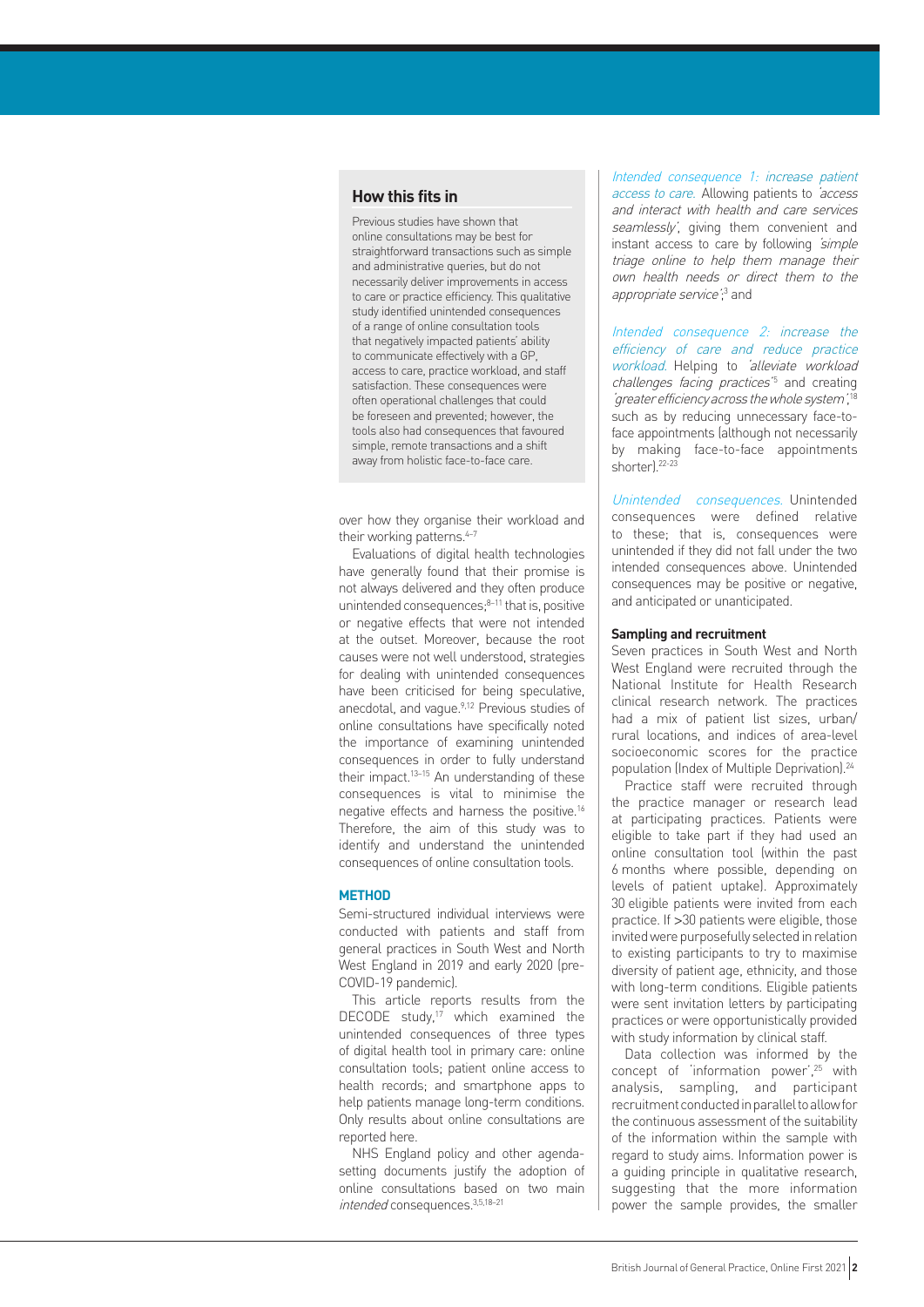## How this fits in

Previous studies have shown that online consultations may be best for straightforward transactions such as simple and administrative queries, but do not necessarily deliver improvements in access to care or practice efficiency. This qualitative study identified unintended consequences of a range of online consultation tools that negatively impacted patients' ability to communicate effectively with a GP, access to care, practice workload, and staff satisfaction. These consequences were often operational challenges that could be foreseen and prevented; however, the tools also had consequences that favoured simple, remote transactions and a shift away from holistic face-to-face care.

over how they organise their workload and their working patterns.[4–7]

Evaluations of digital health technologies have generally found that their promise is not always delivered and they often produce unintended consequences;[8–11] that is, positive or negative effects that were not intended at the outset. Moreover, because the root causes were not well understood, strategies for dealing with unintended consequences have been criticised for being speculative, anecdotal, and vague.[9,12] Previous studies of online consultations have specifically noted the importance of examining unintended consequences in order to fully understand their impact.[13–15] An understanding of these consequences is vital to minimise the negative effects and harness the positive.[16] Therefore, the aim of this study was to identify and understand the unintended consequences of online consultation tools.

## METHOD

Semi-structured individual interviews were conducted with patients and staff from general practices in South West and North West England in 2019 and early 2020 (pre-COVID-19 pandemic).

This article reports results from the DECODE study,[17] which examined the unintended consequences of three types of digital health tool in primary care: online consultation tools; patient online access to health records; and smartphone apps to help patients manage long-term conditions. Only results about online consultations are reported here.

NHS England policy and other agenda-setting documents justify the adoption of online consultations based on two main *intended* consequences.[3,5,18–21]

*Intended consequence 1: increase patient access to care.* Allowing patients to *'access and interact with health and care services seamlessly'*, giving them convenient and instant access to care by following *'simple triage online to help them manage their own health needs or direct them to the appropriate service'*;[3] and

*Intended consequence 2: increase the efficiency of care and reduce practice workload.* Helping to *'alleviate workload challenges facing practices'*[5] and creating *'greater efficiency across the whole system'*,[18] such as by reducing unnecessary face-to-face appointments (although not necessarily by making face-to-face appointments shorter).[22–23]

*Unintended consequences.* Unintended consequences were defined relative to these; that is, consequences were unintended if they did not fall under the two intended consequences above. Unintended consequences may be positive or negative, and anticipated or unanticipated.

### Sampling and recruitment

Seven practices in South West and North West England were recruited through the National Institute for Health Research clinical research network. The practices had a mix of patient list sizes, urban/rural locations, and indices of area-level socioeconomic scores for the practice population (Index of Multiple Deprivation).[24]

Practice staff were recruited through the practice manager or research lead at participating practices. Patients were eligible to take part if they had used an online consultation tool (within the past 6 months where possible, depending on levels of patient uptake). Approximately 30 eligible patients were invited from each practice. If >30 patients were eligible, those invited were purposefully selected in relation to existing participants to try to maximise diversity of patient age, ethnicity, and those with long-term conditions. Eligible patients were sent invitation letters by participating practices or were opportunistically provided with study information by clinical staff.

Data collection was informed by the concept of 'information power',[25] with analysis, sampling, and participant recruitment conducted in parallel to allow for the continuous assessment of the suitability of the information within the sample with regard to study aims. Information power is a guiding principle in qualitative research, suggesting that the more information power the sample provides, the smaller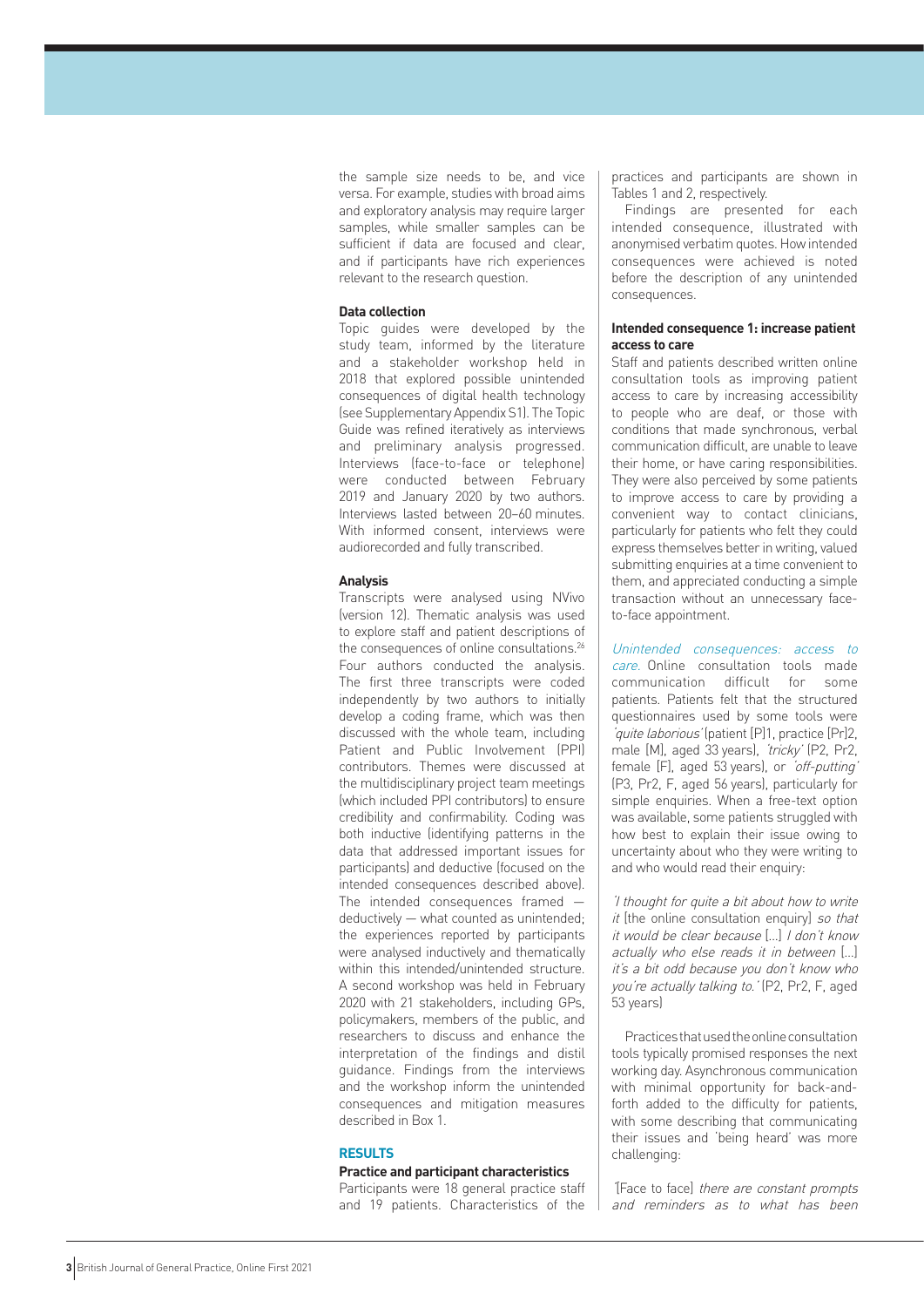the sample size needs to be, and vice versa. For example, studies with broad aims and exploratory analysis may require larger samples, while smaller samples can be sufficient if data are focused and clear, and if participants have rich experiences relevant to the research question.

### Data collection

Topic guides were developed by the study team, informed by the literature and a stakeholder workshop held in 2018 that explored possible unintended consequences of digital health technology (see Supplementary Appendix S1). The Topic Guide was refined iteratively as interviews and preliminary analysis progressed. Interviews (face-to-face or telephone) were conducted between February 2019 and January 2020 by two authors. Interviews lasted between 20–60 minutes. With informed consent, interviews were audiorecorded and fully transcribed.

### Analysis

Transcripts were analysed using NVivo (version 12). Thematic analysis was used to explore staff and patient descriptions of the consequences of online consultations.[26] Four authors conducted the analysis. The first three transcripts were coded independently by two authors to initially develop a coding frame, which was then discussed with the whole team, including Patient and Public Involvement (PPI) contributors. Themes were discussed at the multidisciplinary project team meetings (which included PPI contributors) to ensure credibility and confirmability. Coding was both inductive (identifying patterns in the data that addressed important issues for participants) and deductive (focused on the intended consequences described above). The intended consequences framed — deductively — what counted as unintended; the experiences reported by participants were analysed inductively and thematically within this intended/unintended structure. A second workshop was held in February 2020 with 21 stakeholders, including GPs, policymakers, members of the public, and researchers to discuss and enhance the interpretation of the findings and distil guidance. Findings from the interviews and the workshop inform the unintended consequences and mitigation measures described in Box 1.

## RESULTS

### Practice and participant characteristics

Participants were 18 general practice staff and 19 patients. Characteristics of the practices and participants are shown in Tables 1 and 2, respectively.

Findings are presented for each intended consequence, illustrated with anonymised verbatim quotes. How intended consequences were achieved is noted before the description of any unintended consequences.

### Intended consequence 1: increase patient access to care

Staff and patients described written online consultation tools as improving patient access to care by increasing accessibility to people who are deaf, or those with conditions that made synchronous, verbal communication difficult, are unable to leave their home, or have caring responsibilities. They were also perceived by some patients to improve access to care by providing a convenient way to contact clinicians, particularly for patients who felt they could express themselves better in writing, valued submitting enquiries at a time convenient to them, and appreciated conducting a simple transaction without an unnecessary face-to-face appointment.

*Unintended consequences: access to care.* Online consultation tools made communication difficult for some patients. Patients felt that the structured questionnaires used by some tools were *'quite laborious'* (patient [P]1, practice [Pr]2, male [M], aged 33 years), *'tricky'* (P2, Pr2, female [F], aged 53 years), or *'off-putting'* (P3, Pr2, F, aged 56 years), particularly for simple enquiries. When a free-text option was available, some patients struggled with how best to explain their issue owing to uncertainty about who they were writing to and who would read their enquiry:

*'I thought for quite a bit about how to write it* [the online consultation enquiry] *so that it would be clear because* [...] *I don't know actually who else reads it in between* [...] *it's a bit odd because you don't know who you're actually talking to.'* (P2, Pr2, F, aged 53 years)

Practices that used the online consultation tools typically promised responses the next working day. Asynchronous communication with minimal opportunity for back-and-forth added to the difficulty for patients, with some describing that communicating their issues and 'being heard' was more challenging:

*'*[Face to face] *there are constant prompts and reminders as to what has been*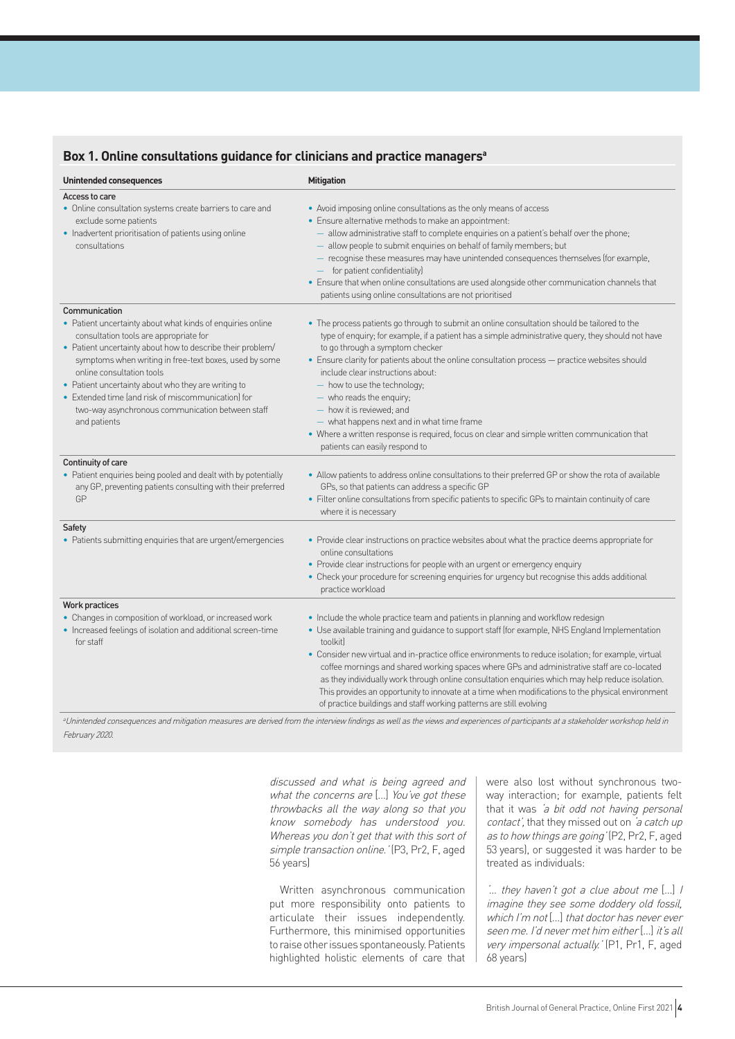## Box 1. Online consultations guidance for clinicians and practice managers[a]

| Unintended consequences | Mitigation |
|---|---|
| **Access to care**<br>• Online consultation systems create barriers to care and exclude some patients<br>• Inadvertent prioritisation of patients using online consultations | • Avoid imposing online consultations as the only means of access<br>• Ensure alternative methods to make an appointment:<br>— allow administrative staff to complete enquiries on a patient's behalf over the phone;<br>— allow people to submit enquiries on behalf of family members; but<br>— recognise these measures may have unintended consequences themselves (for example, for patient confidentiality)<br>• Ensure that when online consultations are used alongside other communication channels that patients using online consultations are not prioritised |
| **Communication**<br>• Patient uncertainty about what kinds of enquiries online consultation tools are appropriate for<br>• Patient uncertainty about how to describe their problem/symptoms when writing in free-text boxes, used by some online consultation tools<br>• Patient uncertainty about who they are writing to<br>• Extended time (and risk of miscommunication) for two-way asynchronous communication between staff and patients | • The process patients go through to submit an online consultation should be tailored to the type of enquiry; for example, if a patient has a simple administrative query, they should not have to go through a symptom checker<br>• Ensure clarity for patients about the online consultation process — practice websites should include clear instructions about:<br>— how to use the technology;<br>— who reads the enquiry;<br>— how it is reviewed; and<br>— what happens next and in what time frame<br>• Where a written response is required, focus on clear and simple written communication that patients can easily respond to |
| **Continuity of care**<br>• Patient enquiries being pooled and dealt with by potentially any GP, preventing patients consulting with their preferred GP | • Allow patients to address online consultations to their preferred GP or show the rota of available GPs, so that patients can address a specific GP<br>• Filter online consultations from specific patients to specific GPs to maintain continuity of care where it is necessary |
| **Safety**<br>• Patients submitting enquiries that are urgent/emergencies | • Provide clear instructions on practice websites about what the practice deems appropriate for online consultations<br>• Provide clear instructions for people with an urgent or emergency enquiry<br>• Check your procedure for screening enquiries for urgency but recognise this adds additional practice workload |
| **Work practices**<br>• Changes in composition of workload, or increased work<br>• Increased feelings of isolation and additional screen-time for staff | • Include the whole practice team and patients in planning and workflow redesign<br>• Use available training and guidance to support staff (for example, NHS England Implementation toolkit)<br>• Consider new virtual and in-practice office environments to reduce isolation; for example, virtual coffee mornings and shared working spaces where GPs and administrative staff are co-located as they individually work through online consultation enquiries which may help reduce isolation. This provides an opportunity to innovate at a time when modifications to the physical environment of practice buildings and staff working patterns are still evolving |

[a] *Unintended consequences and mitigation measures are derived from the interview findings as well as the views and experiences of participants at a stakeholder workshop held in February 2020.*

*discussed and what is being agreed and what the concerns are* [...] *You've got these throwbacks all the way along so that you know somebody has understood you. Whereas you don't get that with this sort of simple transaction online.'* (P3, Pr2, F, aged 56 years)

Written asynchronous communication put more responsibility onto patients to articulate their issues independently. Furthermore, this minimised opportunities to raise other issues spontaneously. Patients highlighted holistic elements of care that were also lost without synchronous two-way interaction; for example, patients felt that it was *'a bit odd not having personal contact'*, that they missed out on *'a catch up as to how things are going'* (P2, Pr2, F, aged 53 years), or suggested it was harder to be treated as individuals:

*'... they haven't got a clue about me* [...] *I imagine they see some doddery old fossil, which I'm not* [...] *that doctor has never ever seen me. I'd never met him either* [...] *it's all very impersonal actually.'* (P1, Pr1, F, aged 68 years)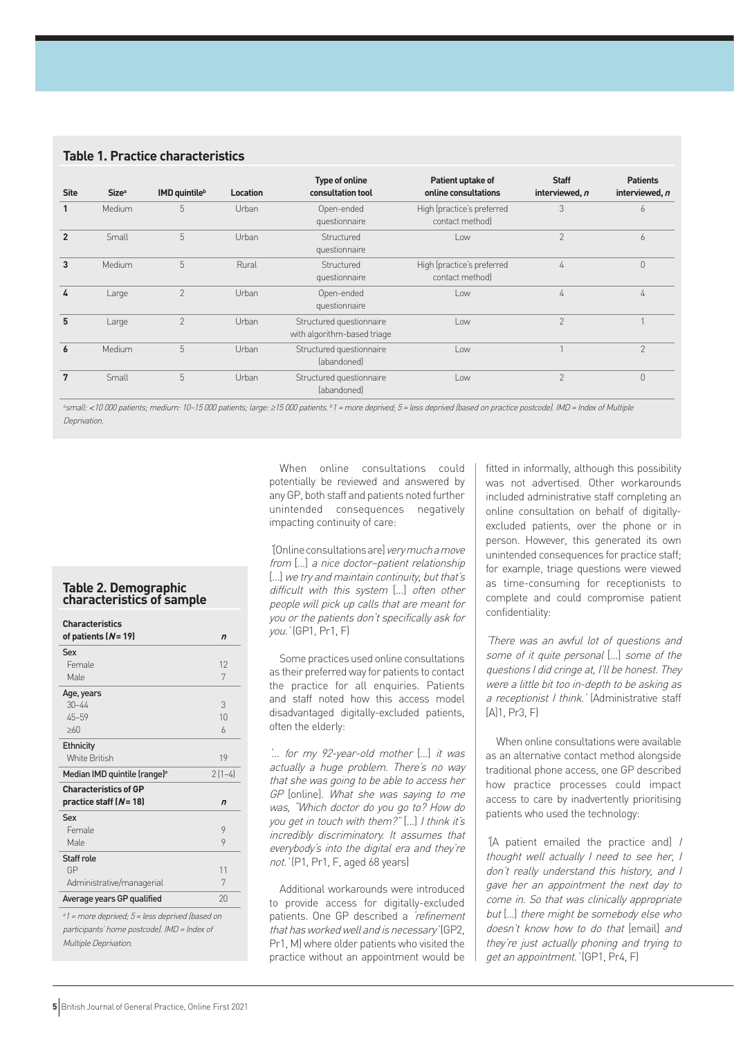**Table 1. Practice characteristics**

| Site | Size[a] | IMD quintile[b] | Location | Type of online consultation tool | Patient uptake of online consultations | Staff interviewed, *n* | Patients interviewed, *n* |
|---|---|---|---|---|---|---|---|
| 1 | Medium | 5 | Urban | Open-ended questionnaire | High (practice's preferred contact method) | 3 | 6 |
| 2 | Small | 5 | Urban | Structured questionnaire | Low | 2 | 6 |
| 3 | Medium | 5 | Rural | Structured questionnaire | High (practice's preferred contact method) | 4 | 0 |
| 4 | Large | 2 | Urban | Open-ended questionnaire | Low | 4 | 4 |
| 5 | Large | 2 | Urban | Structured questionnaire with algorithm-based triage | Low | 2 | 1 |
| 6 | Medium | 5 | Urban | Structured questionnaire (abandoned) | Low | 1 | 2 |
| 7 | Small | 5 | Urban | Structured questionnaire (abandoned) | Low | 2 | 0 |

*[a]small: <10 000 patients; medium: 10–15 000 patients; large: ≥15 000 patients. [b]1 = more deprived; 5 = less deprived (based on practice postcode). IMD = Index of Multiple Deprivation.*

**Table 2. Demographic characteristics of sample**

| Characteristics of patients (*N* = 19) | *n* |
|---|---|
| **Sex** | |
| Female | 12 |
| Male | 7 |
| **Age, years** | |
| 30–44 | 3 |
| 45–59 | 10 |
| ≥60 | 6 |
| **Ethnicity** | |
| White British | 19 |
| **Median IMD quintile (range)[a]** | 2 (1–4) |
| **Characteristics of GP practice staff (*N* = 18)** | ***n*** |
| **Sex** | |
| Female | 9 |
| Male | 9 |
| **Staff role** | |
| GP | 11 |
| Administrative/managerial | 7 |
| **Average years GP qualified** | 20 |

*[a]1 = more deprived; 5 = less deprived (based on participants' home postcode). IMD = Index of Multiple Deprivation.*

When online consultations could potentially be reviewed and answered by any GP, both staff and patients noted further unintended consequences negatively impacting continuity of care:

*'*[Online consultations are] *very much a move from* […] *a nice doctor–patient relationship* […] *we try and maintain continuity, but that's difficult with this system* […] *often other people will pick up calls that are meant for you or the patients don't specifically ask for you.'* (GP1, Pr1, F)

Some practices used online consultations as their preferred way for patients to contact the practice for all enquiries. Patients and staff noted how this access model disadvantaged digitally-excluded patients, often the elderly:

*'... for my 92-year-old mother* […] *it was actually a huge problem. There's no way that she was going to be able to access her GP* [online]. *What she was saying to me was, "Which doctor do you go to? How do you get in touch with them?"* […] *I think it's incredibly discriminatory. It assumes that everybody's into the digital era and they're not.'* (P1, Pr1, F, aged 68 years)

Additional workarounds were introduced to provide access for digitally-excluded patients. One GP described a *'refinement that has worked well and is necessary'* (GP2, Pr1, M) where older patients who visited the practice without an appointment would be fitted in informally, although this possibility was not advertised. Other workarounds included administrative staff completing an online consultation on behalf of digitally-excluded patients, over the phone or in person. However, this generated its own unintended consequences for practice staff; for example, triage questions were viewed as time-consuming for receptionists to complete and could compromise patient confidentiality:

*'There was an awful lot of questions and some of it quite personal* […] *some of the questions I did cringe at, I'll be honest. They were a little bit too in-depth to be asking as a receptionist I think.'* (Administrative staff [A]1, Pr3, F)

When online consultations were available as an alternative contact method alongside traditional phone access, one GP described how practice processes could impact access to care by inadvertently prioritising patients who used the technology:

*'*[A patient emailed the practice and] *I thought well actually I need to see her, I don't really understand this history, and I gave her an appointment the next day to come in. So that was clinically appropriate but* […] *there might be somebody else who doesn't know how to do that* [email] *and they're just actually phoning and trying to get an appointment.'* (GP1, Pr4, F)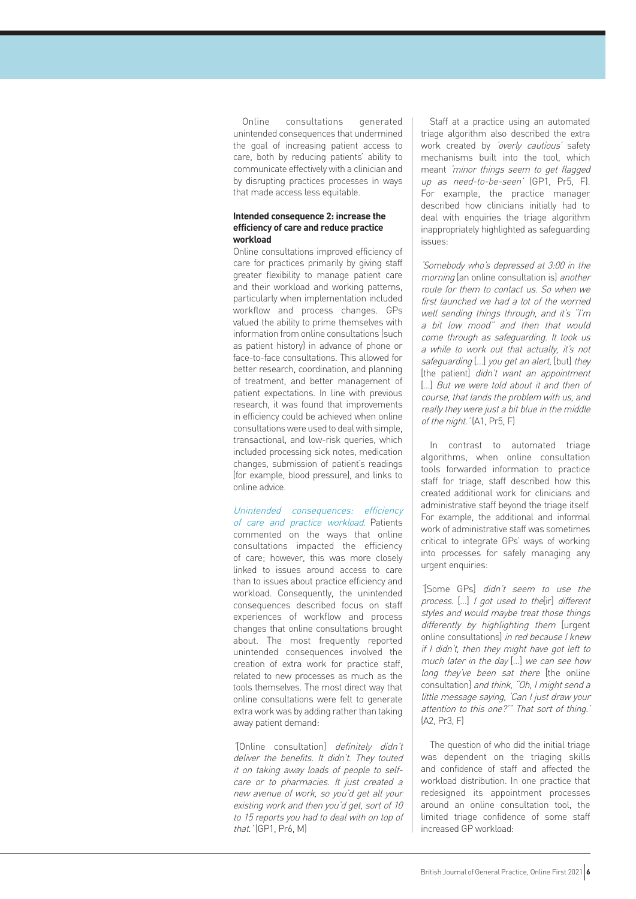Online consultations generated unintended consequences that undermined the goal of increasing patient access to care, both by reducing patients' ability to communicate effectively with a clinician and by disrupting practices processes in ways that made access less equitable.

**Intended consequence 2: increase the efficiency of care and reduce practice workload**

Online consultations improved efficiency of care for practices primarily by giving staff greater flexibility to manage patient care and their workload and working patterns, particularly when implementation included workflow and process changes. GPs valued the ability to prime themselves with information from online consultations (such as patient history) in advance of phone or face-to-face consultations. This allowed for better research, coordination, and planning of treatment, and better management of patient expectations. In line with previous research, it was found that improvements in efficiency could be achieved when online consultations were used to deal with simple, transactional, and low-risk queries, which included processing sick notes, medication changes, submission of patient's readings (for example, blood pressure), and links to online advice.

*Unintended consequences: efficiency of care and practice workload.* Patients commented on the ways that online consultations impacted the efficiency of care; however, this was more closely linked to issues around access to care than to issues about practice efficiency and workload. Consequently, the unintended consequences described focus on staff experiences of workflow and process changes that online consultations brought about. The most frequently reported unintended consequences involved the creation of extra work for practice staff, related to new processes as much as the tools themselves. The most direct way that online consultations were felt to generate extra work was by adding rather than taking away patient demand:

'[Online consultation] *definitely didn't deliver the benefits. It didn't. They touted it on taking away loads of people to self-care or to pharmacies. It just created a new avenue of work, so you'd get all your existing work and then you'd get, sort of 10 to 15 reports you had to deal with on top of that.*' (GP1, Pr6, M)

Staff at a practice using an automated triage algorithm also described the extra work created by *'overly cautious'* safety mechanisms built into the tool, which meant *'minor things seem to get flagged up as need-to-be-seen'* (GP1, Pr5, F). For example, the practice manager described how clinicians initially had to deal with enquiries the triage algorithm inappropriately highlighted as safeguarding issues:

'*Somebody who's depressed at 3:00 in the morning* [an online consultation is] *another route for them to contact us. So when we first launched we had a lot of the worried well sending things through, and it's "I'm a bit low mood" and then that would come through as safeguarding. It took us a while to work out that actually, it's not safeguarding* [...] *you get an alert,* [but] *they* [the patient] *didn't want an appointment* [...] *But we were told about it and then of course, that lands the problem with us, and really they were just a bit blue in the middle of the night.*' (A1, Pr5, F)

In contrast to automated triage algorithms, when online consultation tools forwarded information to practice staff for triage, staff described how this created additional work for clinicians and administrative staff beyond the triage itself. For example, the additional and informal work of administrative staff was sometimes critical to integrate GPs' ways of working into processes for safely managing any urgent enquiries:

'[Some GPs] *didn't seem to use the process.* [...] *I got used to the*[ir] *different styles and would maybe treat those things differently by highlighting them* [urgent online consultations] *in red because I knew if I didn't, then they might have got left to much later in the day* [...] *we can see how long they've been sat there* [the online consultation] *and think, "Oh, I might send a little message saying, 'Can I just draw your attention to this one?'" That sort of thing.*' (A2, Pr3, F)

The question of who did the initial triage was dependent on the triaging skills and confidence of staff and affected the workload distribution. In one practice that redesigned its appointment processes around an online consultation tool, the limited triage confidence of some staff increased GP workload: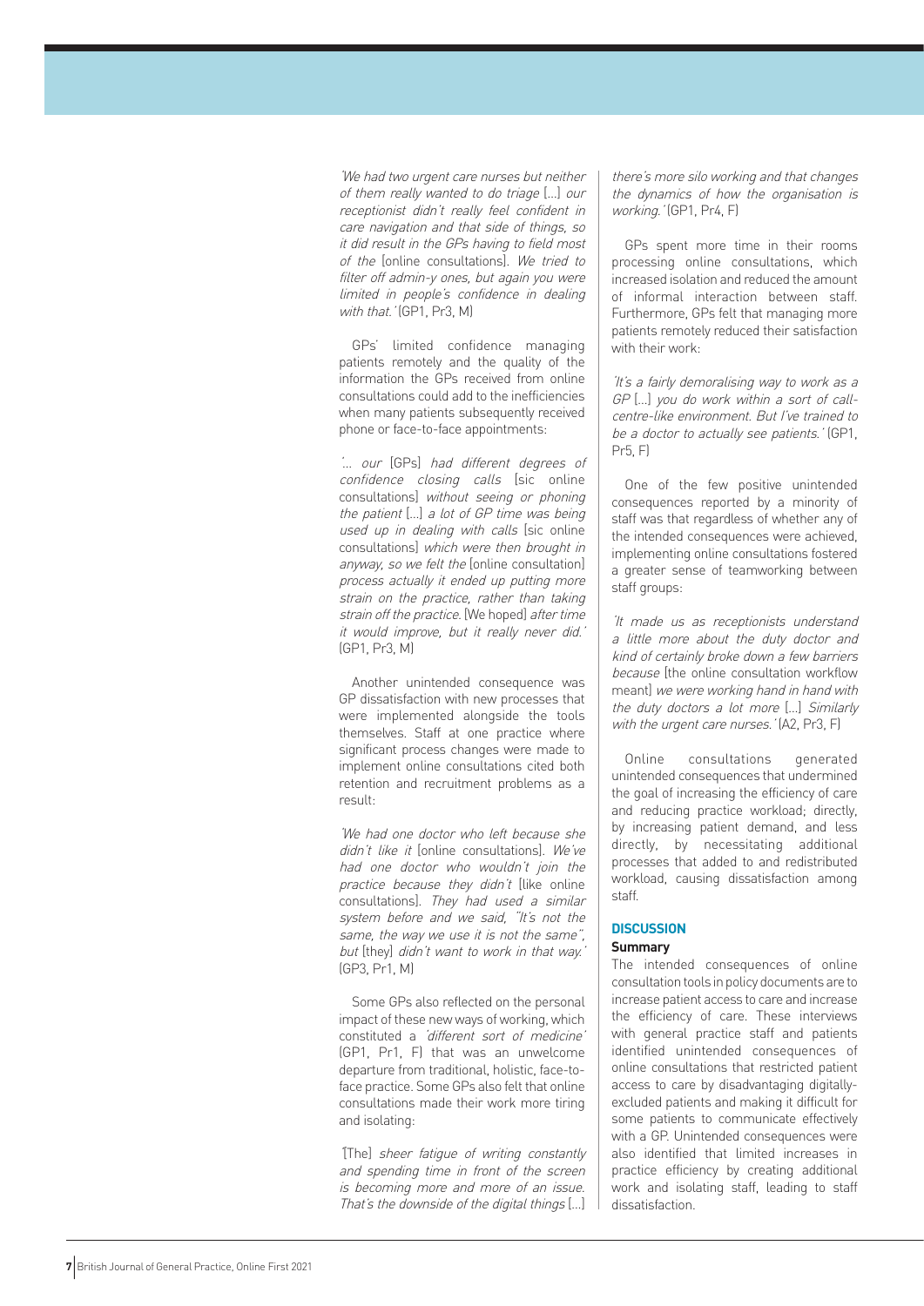*'We had two urgent care nurses but neither of them really wanted to do triage* [...] *our receptionist didn't really feel confident in care navigation and that side of things, so it did result in the GPs having to field most of the* [online consultations]. *We tried to filter off admin-y ones, but again you were limited in people's confidence in dealing with that.'* (GP1, Pr3, M)

GPs' limited confidence managing patients remotely and the quality of the information the GPs received from online consultations could add to the inefficiencies when many patients subsequently received phone or face-to-face appointments:

*'... our* [GPs] *had different degrees of confidence closing calls* [sic online consultations] *without seeing or phoning the patient* [...] *a lot of GP time was being used up in dealing with calls* [sic online consultations] *which were then brought in anyway, so we felt the* [online consultation] *process actually it ended up putting more strain on the practice, rather than taking strain off the practice.* [We hoped] *after time it would improve, but it really never did.'* (GP1, Pr3, M)

Another unintended consequence was GP dissatisfaction with new processes that were implemented alongside the tools themselves. Staff at one practice where significant process changes were made to implement online consultations cited both retention and recruitment problems as a result:

*'We had one doctor who left because she didn't like it* [online consultations]. *We've had one doctor who wouldn't join the practice because they didn't* [like online consultations]. *They had used a similar system before and we said, "It's not the same", the way we use it is not the same", but* [they] *didn't want to work in that way.'* (GP3, Pr1, M)

Some GPs also reflected on the personal impact of these new ways of working, which constituted a *'different sort of medicine'* (GP1, Pr1, F) that was an unwelcome departure from traditional, holistic, face-to-face practice. Some GPs also felt that online consultations made their work more tiring and isolating:

'[The] *sheer fatigue of writing constantly and spending time in front of the screen is becoming more and more of an issue. That's the downside of the digital things* [...] *there's more silo working and that changes the dynamics of how the organisation is working.'* (GP1, Pr4, F)

GPs spent more time in their rooms processing online consultations, which increased isolation and reduced the amount of informal interaction between staff. Furthermore, GPs felt that managing more patients remotely reduced their satisfaction with their work:

*'It's a fairly demoralising way to work as a GP* [...] *you do work within a sort of call-centre-like environment. But I've trained to be a doctor to actually see patients.'* (GP1, Pr5, F)

One of the few positive unintended consequences reported by a minority of staff was that regardless of whether any of the intended consequences were achieved, implementing online consultations fostered a greater sense of teamworking between staff groups:

*'It made us as receptionists understand a little more about the duty doctor and kind of certainly broke down a few barriers because* [the online consultation workflow meant] *we were working hand in hand with the duty doctors a lot more* [...] *Similarly with the urgent care nurses.'* (A2, Pr3, F)

Online consultations generated unintended consequences that undermined the goal of increasing the efficiency of care and reducing practice workload; directly, by increasing patient demand, and less directly, by necessitating additional processes that added to and redistributed workload, causing dissatisfaction among staff.

## DISCUSSION

### Summary

The intended consequences of online consultation tools in policy documents are to increase patient access to care and increase the efficiency of care. These interviews with general practice staff and patients identified unintended consequences of online consultations that restricted patient access to care by disadvantaging digitally-excluded patients and making it difficult for some patients to communicate effectively with a GP. Unintended consequences were also identified that limited increases in practice efficiency by creating additional work and isolating staff, leading to staff dissatisfaction.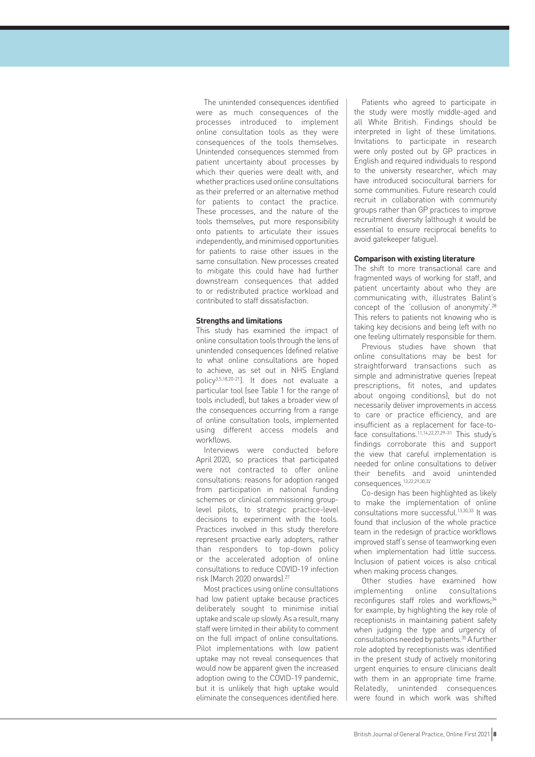The unintended consequences identified were as much consequences of the processes introduced to implement online consultation tools as they were consequences of the tools themselves. Unintended consequences stemmed from patient uncertainty about processes by which their queries were dealt with, and whether practices used online consultations as their preferred or an alternative method for patients to contact the practice. These processes, and the nature of the tools themselves, put more responsibility onto patients to articulate their issues independently, and minimised opportunities for patients to raise other issues in the same consultation. New processes created to mitigate this could have had further downstream consequences that added to or redistributed practice workload and contributed to staff dissatisfaction.

**Strengths and limitations**

This study has examined the impact of online consultation tools through the lens of unintended consequences (defined relative to what online consultations are hoped to achieve, as set out in NHS England policy[3,5,18,20–21]). It does not evaluate a particular tool (see Table 1 for the range of tools included), but takes a broader view of the consequences occurring from a range of online consultation tools, implemented using different access models and workflows.

Interviews were conducted before April 2020, so practices that participated were not contracted to offer online consultations: reasons for adoption ranged from participation in national funding schemes or clinical commissioning group-level pilots, to strategic practice-level decisions to experiment with the tools. Practices involved in this study therefore represent proactive early adopters, rather than responders to top-down policy or the accelerated adoption of online consultations to reduce COVID-19 infection risk (March 2020 onwards).[27]

Most practices using online consultations had low patient uptake because practices deliberately sought to minimise initial uptake and scale up slowly. As a result, many staff were limited in their ability to comment on the full impact of online consultations. Pilot implementations with low patient uptake may not reveal consequences that would now be apparent given the increased adoption owing to the COVID-19 pandemic, but it is unlikely that high uptake would eliminate the consequences identified here.

Patients who agreed to participate in the study were mostly middle-aged and all White British. Findings should be interpreted in light of these limitations. Invitations to participate in research were only posted out by GP practices in English and required individuals to respond to the university researcher, which may have introduced sociocultural barriers for some communities. Future research could recruit in collaboration with community groups rather than GP practices to improve recruitment diversity (although it would be essential to ensure reciprocal benefits to avoid gatekeeper fatigue).

**Comparison with existing literature**

The shift to more transactional care and fragmented ways of working for staff, and patient uncertainty about who they are communicating with, illustrates Balint's concept of the 'collusion of anonymity'.[28] This refers to patients not knowing who is taking key decisions and being left with no one feeling ultimately responsible for them.

Previous studies have shown that online consultations may be best for straightforward transactions such as simple and administrative queries (repeat prescriptions, fit notes, and updates about ongoing conditions), but do not necessarily deliver improvements in access to care or practice efficiency, and are insufficient as a replacement for face-to-face consultations.[11,14,22,27,29–31] This study's findings corroborate this and support the view that careful implementation is needed for online consultations to deliver their benefits and avoid unintended consequences.[13,22,29,30,32]

Co-design has been highlighted as likely to make the implementation of online consultations more successful.[13,30,33] It was found that inclusion of the whole practice team in the redesign of practice workflows improved staff's sense of teamworking even when implementation had little success. Inclusion of patient voices is also critical when making process changes.

Other studies have examined how implementing online consultations reconfigures staff roles and workflows;[34] for example, by highlighting the key role of receptionists in maintaining patient safety when judging the type and urgency of consultations needed by patients.[35] A further role adopted by receptionists was identified in the present study of actively monitoring urgent enquiries to ensure clinicians dealt with them in an appropriate time frame. Relatedly, unintended consequences were found in which work was shifted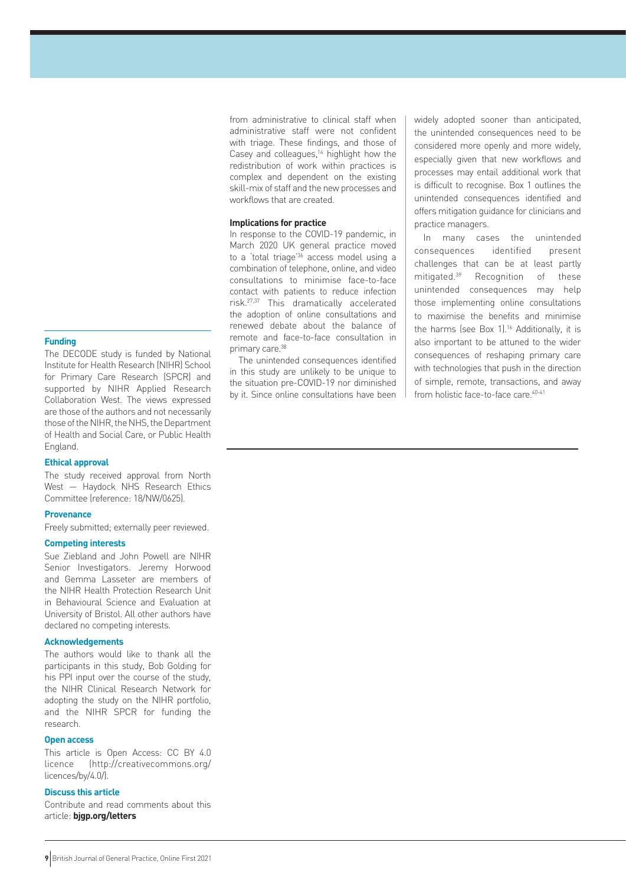from administrative to clinical staff when administrative staff were not confident with triage. These findings, and those of Casey and colleagues,[14] highlight how the redistribution of work within practices is complex and dependent on the existing skill-mix of staff and the new processes and workflows that are created.

### Implications for practice

In response to the COVID-19 pandemic, in March 2020 UK general practice moved to a 'total triage'[36] access model using a combination of telephone, online, and video consultations to minimise face-to-face contact with patients to reduce infection risk.[27,37] This dramatically accelerated the adoption of online consultations and renewed debate about the balance of remote and face-to-face consultation in primary care.[38]

The unintended consequences identified in this study are unlikely to be unique to the situation pre-COVID-19 nor diminished by it. Since online consultations have been widely adopted sooner than anticipated, the unintended consequences need to be considered more openly and more widely, especially given that new workflows and processes may entail additional work that is difficult to recognise. Box 1 outlines the unintended consequences identified and offers mitigation guidance for clinicians and practice managers.

In many cases the unintended consequences identified present challenges that can be at least partly mitigated.[39] Recognition of these unintended consequences may help those implementing online consultations to maximise the benefits and minimise the harms (see Box 1).[16] Additionally, it is also important to be attuned to the wider consequences of reshaping primary care with technologies that push in the direction of simple, remote, transactions, and away from holistic face-to-face care.[40-41]

#### Funding

The DECODE study is funded by National Institute for Health Research (NIHR) School for Primary Care Research (SPCR) and supported by NIHR Applied Research Collaboration West. The views expressed are those of the authors and not necessarily those of the NIHR, the NHS, the Department of Health and Social Care, or Public Health England.

#### Ethical approval

The study received approval from North West — Haydock NHS Research Ethics Committee (reference: 18/NW/0625).

#### Provenance

Freely submitted; externally peer reviewed.

#### Competing interests

Sue Ziebland and John Powell are NIHR Senior Investigators. Jeremy Horwood and Gemma Lasseter are members of the NIHR Health Protection Research Unit in Behavioural Science and Evaluation at University of Bristol. All other authors have declared no competing interests.

#### Acknowledgements

The authors would like to thank all the participants in this study, Bob Golding for his PPI input over the course of the study, the NIHR Clinical Research Network for adopting the study on the NIHR portfolio, and the NIHR SPCR for funding the research.

#### Open access

This article is Open Access: CC BY 4.0 licence (http://creativecommons.org/licences/by/4.0/).

#### Discuss this article

Contribute and read comments about this article: **bjgp.org/letters**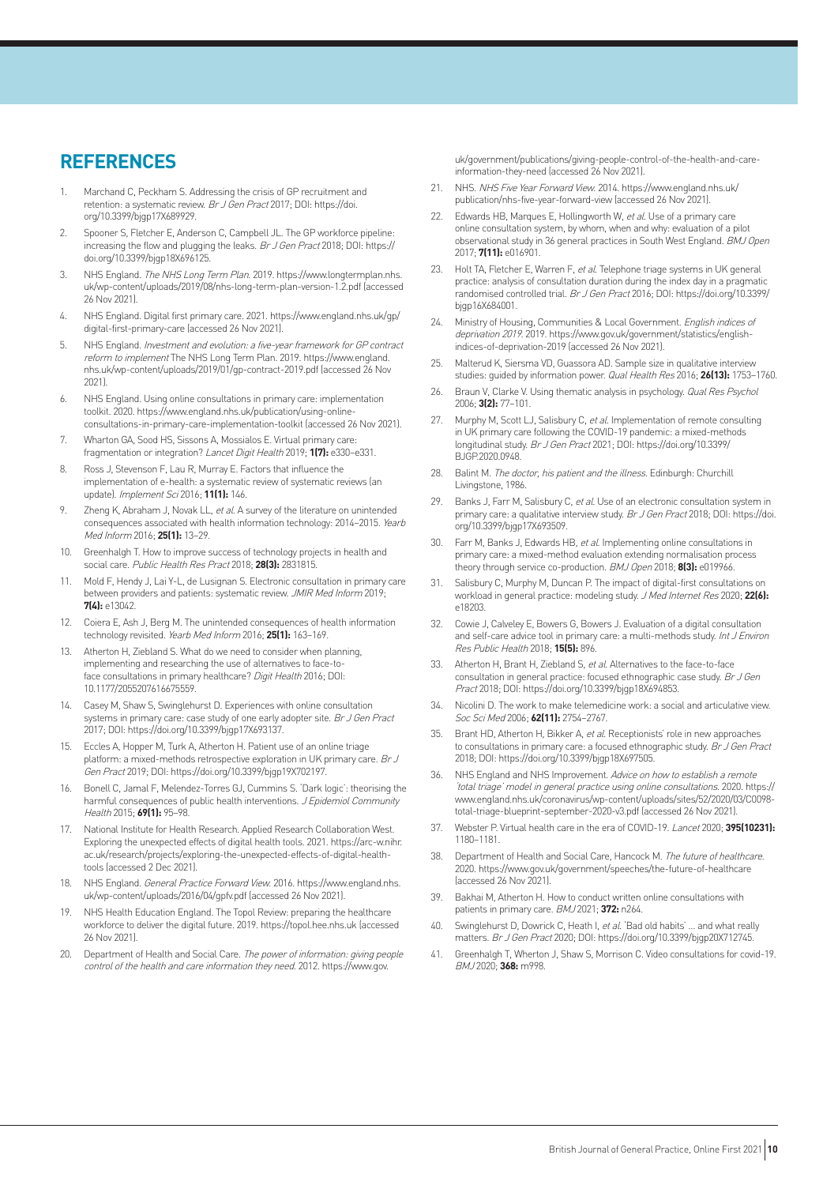## REFERENCES

1. Marchand C, Peckham S. Addressing the crisis of GP recruitment and retention: a systematic review. *Br J Gen Pract* 2017; DOI: https://doi.org/10.3399/bjgp17X689929.
2. Spooner S, Fletcher E, Anderson C, Campbell JL. The GP workforce pipeline: increasing the flow and plugging the leaks. *Br J Gen Pract* 2018; DOI: https://doi.org/10.3399/bjgp18X696125.
3. NHS England. *The NHS Long Term Plan*. 2019. https://www.longtermplan.nhs.uk/wp-content/uploads/2019/08/nhs-long-term-plan-version-1.2.pdf (accessed 26 Nov 2021).
4. NHS England. Digital first primary care. 2021. https://www.england.nhs.uk/gp/digital-first-primary-care (accessed 26 Nov 2021).
5. NHS England. *Investment and evolution: a five-year framework for GP contract reform to implement* The NHS Long Term Plan. 2019. https://www.england.nhs.uk/wp-content/uploads/2019/01/gp-contract-2019.pdf (accessed 26 Nov 2021).
6. NHS England. Using online consultations in primary care: implementation toolkit. 2020. https://www.england.nhs.uk/publication/using-online-consultations-in-primary-care-implementation-toolkit (accessed 26 Nov 2021).
7. Wharton GA, Sood HS, Sissons A, Mossialos E. Virtual primary care: fragmentation or integration? *Lancet Digit Health* 2019; **1(7):** e330–e331.
8. Ross J, Stevenson F, Lau R, Murray E. Factors that influence the implementation of e-health: a systematic review of systematic reviews (an update). *Implement Sci* 2016; **11(1):** 146.
9. Zheng K, Abraham J, Novak LL, *et al*. A survey of the literature on unintended consequences associated with health information technology: 2014–2015. *Yearb Med Inform* 2016; **25(1):** 13–29.
10. Greenhalgh T. How to improve success of technology projects in health and social care. *Public Health Res Pract* 2018; **28(3):** 2831815.
11. Mold F, Hendy J, Lai Y-L, de Lusignan S. Electronic consultation in primary care between providers and patients: systematic review. *JMIR Med Inform* 2019; **7(4):** e13042.
12. Coiera E, Ash J, Berg M. The unintended consequences of health information technology revisited. *Yearb Med Inform* 2016; **25(1):** 163–169.
13. Atherton H, Ziebland S. What do we need to consider when planning, implementing and researching the use of alternatives to face-to-face consultations in primary healthcare? *Digit Health* 2016; DOI: 10.1177/2055207616675559.
14. Casey M, Shaw S, Swinglehurst D. Experiences with online consultation systems in primary care: case study of one early adopter site. *Br J Gen Pract* 2017; DOI: https://doi.org/10.3399/bjgp17X693137.
15. Eccles A, Hopper M, Turk A, Atherton H. Patient use of an online triage platform: a mixed-methods retrospective exploration in UK primary care. *Br J Gen Pract* 2019; DOI: https://doi.org/10.3399/bjgp19X702197.
16. Bonell C, Jamal F, Melendez-Torres GJ, Cummins S. 'Dark logic': theorising the harmful consequences of public health interventions. *J Epidemiol Community Health* 2015; **69(1):** 95–98.
17. National Institute for Health Research. Applied Research Collaboration West. Exploring the unexpected effects of digital health tools. 2021. https://arc-w.nihr.ac.uk/research/projects/exploring-the-unexpected-effects-of-digital-health-tools (accessed 2 Dec 2021).
18. NHS England. *General Practice Forward View*. 2016. https://www.england.nhs.uk/wp-content/uploads/2016/04/gpfv.pdf (accessed 26 Nov 2021).
19. NHS Health Education England. The Topol Review: preparing the healthcare workforce to deliver the digital future. 2019. https://topol.hee.nhs.uk (accessed 26 Nov 2021).
20. Department of Health and Social Care. *The power of information: giving people control of the health and care information they need*. 2012. https://www.gov.uk/government/publications/giving-people-control-of-the-health-and-care-information-they-need (accessed 26 Nov 2021).
21. NHS. *NHS Five Year Forward View*. 2014. https://www.england.nhs.uk/publication/nhs-five-year-forward-view (accessed 26 Nov 2021).
22. Edwards HB, Marques E, Hollingworth W, *et al*. Use of a primary care online consultation system, by whom, when and why: evaluation of a pilot observational study in 36 general practices in South West England. *BMJ Open* 2017; **7(11):** e016901.
23. Holt TA, Fletcher E, Warren F, *et al*. Telephone triage systems in UK general practice: analysis of consultation duration during the index day in a pragmatic randomised controlled trial. *Br J Gen Pract* 2016; DOI: https://doi.org/10.3399/bjgp16X684001.
24. Ministry of Housing, Communities & Local Government. *English indices of deprivation 2019*. 2019. https://www.gov.uk/government/statistics/english-indices-of-deprivation-2019 (accessed 26 Nov 2021).
25. Malterud K, Siersma VD, Guassora AD. Sample size in qualitative interview studies: guided by information power. *Qual Health Res* 2016; **26(13):** 1753–1760.
26. Braun V, Clarke V. Using thematic analysis in psychology. *Qual Res Psychol* 2006; **3(2):** 77–101.
27. Murphy M, Scott LJ, Salisbury C, *et al*. Implementation of remote consulting in UK primary care following the COVID-19 pandemic: a mixed-methods longitudinal study. *Br J Gen Pract* 2021; DOI: https://doi.org/10.3399/BJGP.2020.0948.
28. Balint M. *The doctor, his patient and the illness*. Edinburgh: Churchill Livingstone, 1986.
29. Banks J, Farr M, Salisbury C, *et al*. Use of an electronic consultation system in primary care: a qualitative interview study. *Br J Gen Pract* 2018; DOI: https://doi.org/10.3399/bjgp17X693509.
30. Farr M, Banks J, Edwards HB, *et al*. Implementing online consultations in primary care: a mixed-method evaluation extending normalisation process theory through service co-production. *BMJ Open* 2018; **8(3):** e019966.
31. Salisbury C, Murphy M, Duncan P. The impact of digital-first consultations on workload in general practice: modeling study. *J Med Internet Res* 2020; **22(6):** e18203.
32. Cowie J, Calveley E, Bowers G, Bowers J. Evaluation of a digital consultation and self-care advice tool in primary care: a multi-methods study. *Int J Environ Res Public Health* 2018; **15(5):** 896.
33. Atherton H, Brant H, Ziebland S, *et al*. Alternatives to the face-to-face consultation in general practice: focused ethnographic case study. *Br J Gen Pract* 2018; DOI: https://doi.org/10.3399/bjgp18X694853.
34. Nicolini D. The work to make telemedicine work: a social and articulative view. *Soc Sci Med* 2006; **62(11):** 2754–2767.
35. Brant HD, Atherton H, Bikker A, *et al*. Receptionists' role in new approaches to consultations in primary care: a focused ethnographic study. *Br J Gen Pract* 2018; DOI: https://doi.org/10.3399/bjgp18X697505.
36. NHS England and NHS Improvement. *Advice on how to establish a remote 'total triage' model in general practice using online consultations*. 2020. https://www.england.nhs.uk/coronavirus/wp-content/uploads/sites/52/2020/03/C0098-total-triage-blueprint-september-2020-v3.pdf (accessed 26 Nov 2021).
37. Webster P. Virtual health care in the era of COVID-19. *Lancet* 2020; **395(10231):** 1180–1181.
38. Department of Health and Social Care, Hancock M. *The future of healthcare*. 2020. https://www.gov.uk/government/speeches/the-future-of-healthcare (accessed 26 Nov 2021).
39. Bakhai M, Atherton H. How to conduct written online consultations with patients in primary care. *BMJ* 2021; **372:** n264.
40. Swinglehurst D, Dowrick C, Heath I, *et al*. 'Bad old habits' … and what really matters. *Br J Gen Pract* 2020; DOI: https://doi.org/10.3399/bjgp20X712745.
41. Greenhalgh T, Wherton J, Shaw S, Morrison C. Video consultations for covid-19. *BMJ* 2020; **368:** m998.